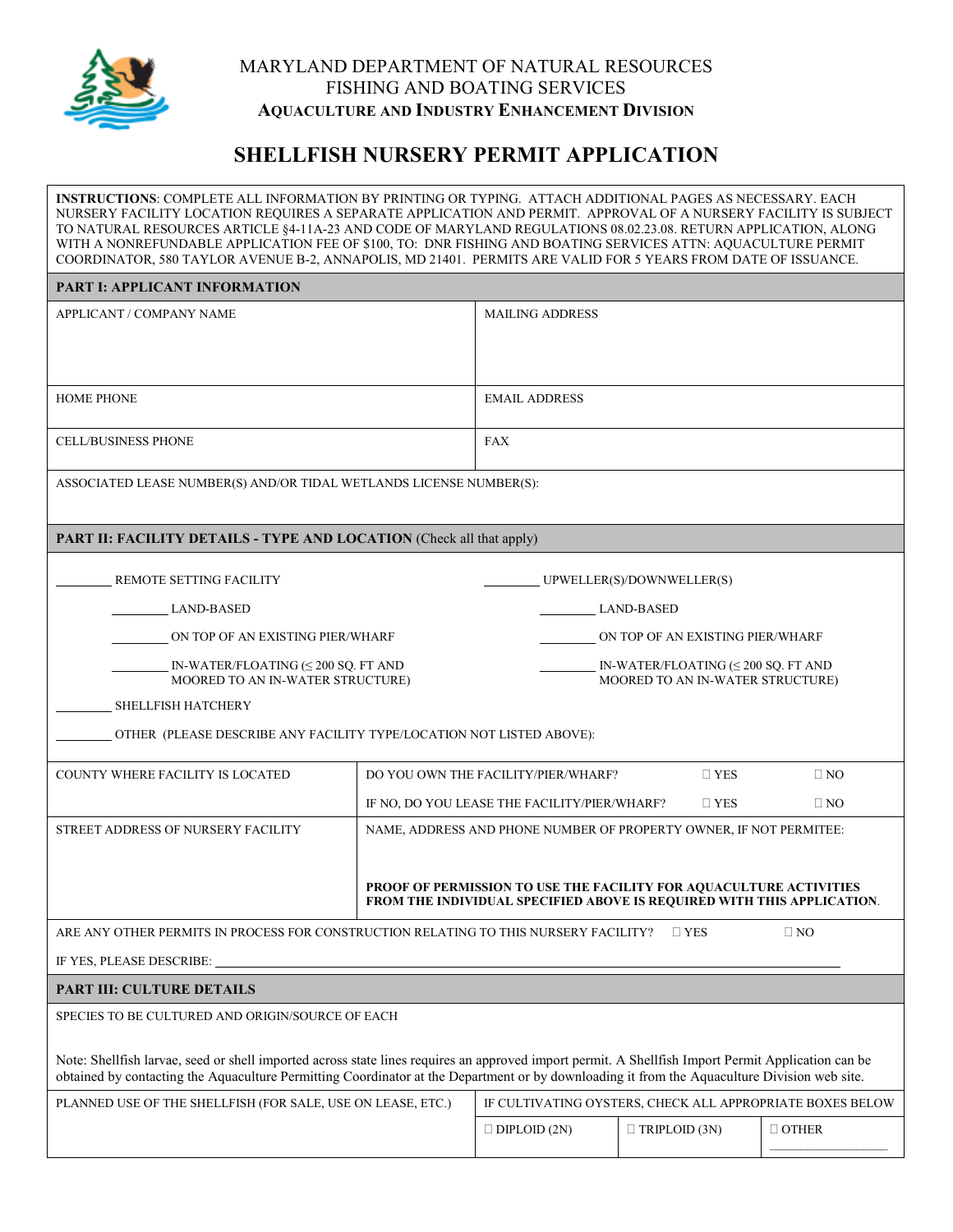MARYLAND DEPARTMENT OF NATURAL RESOURCES
FISHING AND BOATING SERVICES
**AQUACULTURE AND INDUSTRY ENHANCEMENT DIVISION**

# SHELLFISH NURSERY PERMIT APPLICATION

**INSTRUCTIONS**: COMPLETE ALL INFORMATION BY PRINTING OR TYPING. ATTACH ADDITIONAL PAGES AS NECESSARY. EACH NURSERY FACILITY LOCATION REQUIRES A SEPARATE APPLICATION AND PERMIT. APPROVAL OF A NURSERY FACILITY IS SUBJECT TO NATURAL RESOURCES ARTICLE §4-11A-23 AND CODE OF MARYLAND REGULATIONS 08.02.23.08. RETURN APPLICATION, ALONG WITH A NONREFUNDABLE APPLICATION FEE OF $100, TO: DNR FISHING AND BOATING SERVICES ATTN: AQUACULTURE PERMIT COORDINATOR, 580 TAYLOR AVENUE B-2, ANNAPOLIS, MD 21401. PERMITS ARE VALID FOR 5 YEARS FROM DATE OF ISSUANCE.

## PART I: APPLICANT INFORMATION

| APPLICANT / COMPANY NAME | MAILING ADDRESS |
|---|---|
| HOME PHONE | EMAIL ADDRESS |
| CELL/BUSINESS PHONE | FAX |

ASSOCIATED LEASE NUMBER(S) AND/OR TIDAL WETLANDS LICENSE NUMBER(S):

## PART II: FACILITY DETAILS - TYPE AND LOCATION (Check all that apply)

________ REMOTE SETTING FACILITY
- ________ LAND-BASED
- ________ ON TOP OF AN EXISTING PIER/WHARF
- ________ IN-WATER/FLOATING (≤ 200 SQ. FT AND MOORED TO AN IN-WATER STRUCTURE)

________ UPWELLER(S)/DOWNWELLER(S)
- ________ LAND-BASED
- ________ ON TOP OF AN EXISTING PIER/WHARF
- ________ IN-WATER/FLOATING (≤ 200 SQ. FT AND MOORED TO AN IN-WATER STRUCTURE)

________ SHELLFISH HATCHERY

________ OTHER (PLEASE DESCRIBE ANY FACILITY TYPE/LOCATION NOT LISTED ABOVE):

| COUNTY WHERE FACILITY IS LOCATED | DO YOU OWN THE FACILITY/PIER/WHARF? ☐ YES ☐ NO<br>IF NO, DO YOU LEASE THE FACILITY/PIER/WHARF? ☐ YES ☐ NO |
|---|---|
| STREET ADDRESS OF NURSERY FACILITY | NAME, ADDRESS AND PHONE NUMBER OF PROPERTY OWNER, IF NOT PERMITEE:<br><br>**PROOF OF PERMISSION TO USE THE FACILITY FOR AQUACULTURE ACTIVITIES FROM THE INDIVIDUAL SPECIFIED ABOVE IS REQUIRED WITH THIS APPLICATION.** |

ARE ANY OTHER PERMITS IN PROCESS FOR CONSTRUCTION RELATING TO THIS NURSERY FACILITY? ☐ YES ☐ NO

IF YES, PLEASE DESCRIBE: ______________________________

## PART III: CULTURE DETAILS

SPECIES TO BE CULTURED AND ORIGIN/SOURCE OF EACH

Note: Shellfish larvae, seed or shell imported across state lines requires an approved import permit. A Shellfish Import Permit Application can be obtained by contacting the Aquaculture Permitting Coordinator at the Department or by downloading it from the Aquaculture Division web site.

| PLANNED USE OF THE SHELLFISH (FOR SALE, USE ON LEASE, ETC.) | IF CULTIVATING OYSTERS, CHECK ALL APPROPRIATE BOXES BELOW | | |
|---|---|---|---|
| | ☐ DIPLOID (2N) | ☐ TRIPLOID (3N) | ☐ OTHER ________ |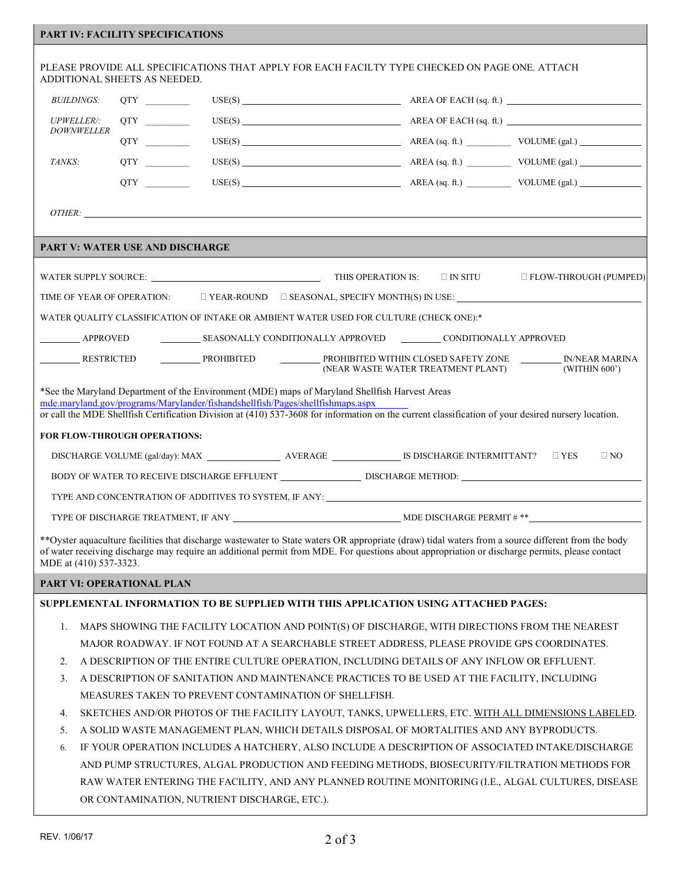## PART IV: FACILITY SPECIFICATIONS

PLEASE PROVIDE ALL SPECIFICATIONS THAT APPLY FOR EACH FACILTY TYPE CHECKED ON PAGE ONE. ATTACH ADDITIONAL SHEETS AS NEEDED.

| | | | | |
|---|---|---|---|---|
| *BUILDINGS:* | QTY ________ | USE(S) ________________ | AREA OF EACH (sq. ft.) ________________ | |
| *UPWELLER/: DOWNWELLER* | QTY ________ | USE(S) ________________ | AREA OF EACH (sq. ft.) ________________ | |
| | QTY ________ | USE(S) ________________ | AREA (sq. ft.) ________ | VOLUME (gal.) ________ |
| *TANKS:* | QTY ________ | USE(S) ________________ | AREA (sq. ft.) ________ | VOLUME (gal.) ________ |
| | QTY ________ | USE(S) ________________ | AREA (sq. ft.) ________ | VOLUME (gal.) ________ |

*OTHER:* ________________________________________________

## PART V: WATER USE AND DISCHARGE

WATER SUPPLY SOURCE: ________________________ THIS OPERATION IS: ☐ IN SITU ☐ FLOW-THROUGH (PUMPED)

TIME OF YEAR OF OPERATION: ☐ YEAR-ROUND ☐ SEASONAL, SPECIFY MONTH(S) IN USE: ________________________

WATER QUALITY CLASSIFICATION OF INTAKE OR AMBIENT WATER USED FOR CULTURE (CHECK ONE):*

________ APPROVED ________ SEASONALLY CONDITIONALLY APPROVED ________ CONDITIONALLY APPROVED

________ RESTRICTED ________ PROHIBITED ________ PROHIBITED WITHIN CLOSED SAFETY ZONE (NEAR WASTE WATER TREATMENT PLANT) ________ IN/NEAR MARINA (WITHIN 600')

*See the Maryland Department of the Environment (MDE) maps of Maryland Shellfish Harvest Areas mde.maryland.gov/programs/Marylander/fishandshellfish/Pages/shellfishmaps.aspx or call the MDE Shellfish Certification Division at (410) 537-3608 for information on the current classification of your desired nursery location.

**FOR FLOW-THROUGH OPERATIONS:**

DISCHARGE VOLUME (gal/day): MAX ____________ AVERAGE ____________ IS DISCHARGE INTERMITTANT? ☐ YES ☐ NO

BODY OF WATER TO RECEIVE DISCHARGE EFFLUENT ____________ DISCHARGE METHOD: ________________________

TYPE AND CONCENTRATION OF ADDITIVES TO SYSTEM, IF ANY: ________________________________________

TYPE OF DISCHARGE TREATMENT, IF ANY ________________________ MDE DISCHARGE PERMIT # ** ________________

**Oyster aquaculture facilities that discharge wastewater to State waters OR appropriate (draw) tidal waters from a source different from the body of water receiving discharge may require an additional permit from MDE. For questions about appropriation or discharge permits, please contact MDE at (410) 537-3323.

## PART VI: OPERATIONAL PLAN

**SUPPLEMENTAL INFORMATION TO BE SUPPLIED WITH THIS APPLICATION USING ATTACHED PAGES:**

1. MAPS SHOWING THE FACILITY LOCATION AND POINT(S) OF DISCHARGE, WITH DIRECTIONS FROM THE NEAREST MAJOR ROADWAY. IF NOT FOUND AT A SEARCHABLE STREET ADDRESS, PLEASE PROVIDE GPS COORDINATES.
2. A DESCRIPTION OF THE ENTIRE CULTURE OPERATION, INCLUDING DETAILS OF ANY INFLOW OR EFFLUENT.
3. A DESCRIPTION OF SANITATION AND MAINTENANCE PRACTICES TO BE USED AT THE FACILITY, INCLUDING MEASURES TAKEN TO PREVENT CONTAMINATION OF SHELLFISH.
4. SKETCHES AND/OR PHOTOS OF THE FACILITY LAYOUT, TANKS, UPWELLERS, ETC. WITH ALL DIMENSIONS LABELED.
5. A SOLID WASTE MANAGEMENT PLAN, WHICH DETAILS DISPOSAL OF MORTALITIES AND ANY BYPRODUCTS.
6. IF YOUR OPERATION INCLUDES A HATCHERY, ALSO INCLUDE A DESCRIPTION OF ASSOCIATED INTAKE/DISCHARGE AND PUMP STRUCTURES, ALGAL PRODUCTION AND FEEDING METHODS, BIOSECURITY/FILTRATION METHODS FOR RAW WATER ENTERING THE FACILITY, AND ANY PLANNED ROUTINE MONITORING (I.E., ALGAL CULTURES, DISEASE OR CONTAMINATION, NUTRIENT DISCHARGE, ETC.).

REV. 1/06/17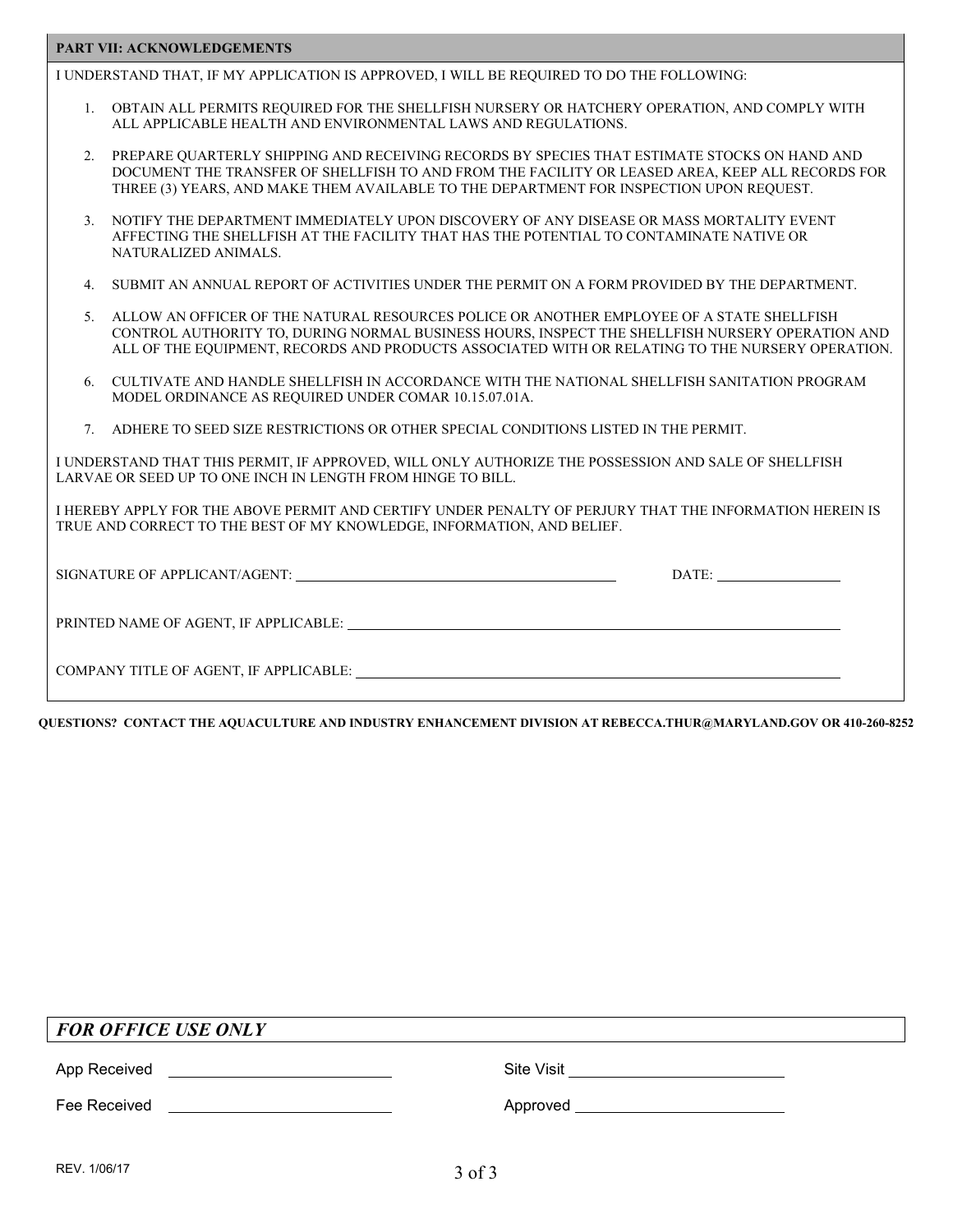## PART VII: ACKNOWLEDGEMENTS

I UNDERSTAND THAT, IF MY APPLICATION IS APPROVED, I WILL BE REQUIRED TO DO THE FOLLOWING:

1. OBTAIN ALL PERMITS REQUIRED FOR THE SHELLFISH NURSERY OR HATCHERY OPERATION, AND COMPLY WITH ALL APPLICABLE HEALTH AND ENVIRONMENTAL LAWS AND REGULATIONS.
2. PREPARE QUARTERLY SHIPPING AND RECEIVING RECORDS BY SPECIES THAT ESTIMATE STOCKS ON HAND AND DOCUMENT THE TRANSFER OF SHELLFISH TO AND FROM THE FACILITY OR LEASED AREA, KEEP ALL RECORDS FOR THREE (3) YEARS, AND MAKE THEM AVAILABLE TO THE DEPARTMENT FOR INSPECTION UPON REQUEST.
3. NOTIFY THE DEPARTMENT IMMEDIATELY UPON DISCOVERY OF ANY DISEASE OR MASS MORTALITY EVENT AFFECTING THE SHELLFISH AT THE FACILITY THAT HAS THE POTENTIAL TO CONTAMINATE NATIVE OR NATURALIZED ANIMALS.
4. SUBMIT AN ANNUAL REPORT OF ACTIVITIES UNDER THE PERMIT ON A FORM PROVIDED BY THE DEPARTMENT.
5. ALLOW AN OFFICER OF THE NATURAL RESOURCES POLICE OR ANOTHER EMPLOYEE OF A STATE SHELLFISH CONTROL AUTHORITY TO, DURING NORMAL BUSINESS HOURS, INSPECT THE SHELLFISH NURSERY OPERATION AND ALL OF THE EQUIPMENT, RECORDS AND PRODUCTS ASSOCIATED WITH OR RELATING TO THE NURSERY OPERATION.
6. CULTIVATE AND HANDLE SHELLFISH IN ACCORDANCE WITH THE NATIONAL SHELLFISH SANITATION PROGRAM MODEL ORDINANCE AS REQUIRED UNDER COMAR 10.15.07.01A.
7. ADHERE TO SEED SIZE RESTRICTIONS OR OTHER SPECIAL CONDITIONS LISTED IN THE PERMIT.

I UNDERSTAND THAT THIS PERMIT, IF APPROVED, WILL ONLY AUTHORIZE THE POSSESSION AND SALE OF SHELLFISH LARVAE OR SEED UP TO ONE INCH IN LENGTH FROM HINGE TO BILL.

I HEREBY APPLY FOR THE ABOVE PERMIT AND CERTIFY UNDER PENALTY OF PERJURY THAT THE INFORMATION HEREIN IS TRUE AND CORRECT TO THE BEST OF MY KNOWLEDGE, INFORMATION, AND BELIEF.

SIGNATURE OF APPLICANT/AGENT: ______________________________ DATE: ______________

PRINTED NAME OF AGENT, IF APPLICABLE: ______________________________

COMPANY TITLE OF AGENT, IF APPLICABLE: ______________________________

**QUESTIONS? CONTACT THE AQUACULTURE AND INDUSTRY ENHANCEMENT DIVISION AT REBECCA.THUR@MARYLAND.GOV OR 410-260-8252**

### *FOR OFFICE USE ONLY*

App Received ______________________ Site Visit ______________________

Fee Received ______________________ Approved ______________________

REV. 1/06/17